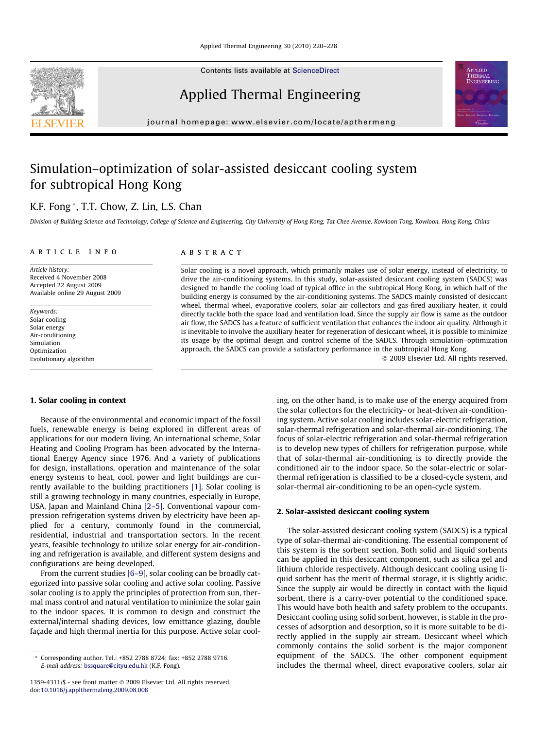Contents lists available at ScienceDirect

# Applied Thermal Engineering

journal homepage: www.elsevier.com/locate/apthermeng

# Simulation–optimization of solar-assisted desiccant cooling system for subtropical Hong Kong

K.F. Fong *, T.T. Chow, Z. Lin, L.S. Chan

*Division of Building Science and Technology, College of Science and Engineering, City University of Hong Kong, Tat Chee Avenue, Kowloon Tong, Kowloon, Hong Kong, China*

**ARTICLE INFO**

*Article history:*
Received 4 November 2008
Accepted 22 August 2009
Available online 29 August 2009

*Keywords:*
Solar cooling
Solar energy
Air-conditioning
Simulation
Optimization
Evolutionary algorithm

**ABSTRACT**

Solar cooling is a novel approach, which primarily makes use of solar energy, instead of electricity, to drive the air-conditioning systems. In this study, solar-assisted desiccant cooling system (SADCS) was designed to handle the cooling load of typical office in the subtropical Hong Kong, in which half of the building energy is consumed by the air-conditioning systems. The SADCS mainly consisted of desiccant wheel, thermal wheel, evaporative coolers, solar air collectors and gas-fired auxiliary heater, it could directly tackle both the space load and ventilation load. Since the supply air flow is same as the outdoor air flow, the SADCS has a feature of sufficient ventilation that enhances the indoor air quality. Although it is inevitable to involve the auxiliary heater for regeneration of desiccant wheel, it is possible to minimize its usage by the optimal design and control scheme of the SADCS. Through simulation–optimization approach, the SADCS can provide a satisfactory performance in the subtropical Hong Kong.

© 2009 Elsevier Ltd. All rights reserved.

## 1. Solar cooling in context

Because of the environmental and economic impact of the fossil fuels, renewable energy is being explored in different areas of applications for our modern living. An international scheme, Solar Heating and Cooling Program has been advocated by the International Energy Agency since 1976. And a variety of publications for design, installations, operation and maintenance of the solar energy systems to heat, cool, power and light buildings are currently available to the building practitioners [1]. Solar cooling is still a growing technology in many countries, especially in Europe, USA, Japan and Mainland China [2–5]. Conventional vapour compression refrigeration systems driven by electricity have been applied for a century, commonly found in the commercial, residential, industrial and transportation sectors. In the recent years, feasible technology to utilize solar energy for air-conditioning and refrigeration is available, and different system designs and configurations are being developed.

From the current studies [6–9], solar cooling can be broadly categorized into passive solar cooling and active solar cooling. Passive solar cooling is to apply the principles of protection from sun, thermal mass control and natural ventilation to minimize the solar gain to the indoor spaces. It is common to design and construct the external/internal shading devices, low emittance glazing, double façade and high thermal inertia for this purpose. Active solar cooling, on the other hand, is to make use of the energy acquired from the solar collectors for the electricity- or heat-driven air-conditioning system. Active solar cooling includes solar-electric refrigeration, solar-thermal refrigeration and solar-thermal air-conditioning. The focus of solar-electric refrigeration and solar-thermal refrigeration is to develop new types of chillers for refrigeration purpose, while that of solar-thermal air-conditioning is to directly provide the conditioned air to the indoor space. So the solar-electric or solar-thermal refrigeration is classified to be a closed-cycle system, and solar-thermal air-conditioning to be an open-cycle system.

## 2. Solar-assisted desiccant cooling system

The solar-assisted desiccant cooling system (SADCS) is a typical type of solar-thermal air-conditioning. The essential component of this system is the sorbent section. Both solid and liquid sorbents can be applied in this desiccant component, such as silica gel and lithium chloride respectively. Although desiccant cooling using liquid sorbent has the merit of thermal storage, it is slightly acidic. Since the supply air would be directly in contact with the liquid sorbent, there is a carry-over potential to the conditioned space. This would have both health and safety problem to the occupants. Desiccant cooling using solid sorbent, however, is stable in the processes of adsorption and desorption, so it is more suitable to be directly applied in the supply air stream. Desiccant wheel which commonly contains the solid sorbent is the major component equipment of the SADCS. The other component equipment includes the thermal wheel, direct evaporative coolers, solar air

* Corresponding author. Tel.: +852 2788 8724; fax: +852 2788 9716.
*E-mail address:* bssquare@cityu.edu.hk (K.F. Fong).

1359-4311/$ - see front matter © 2009 Elsevier Ltd. All rights reserved.
doi:10.1016/j.applthermaleng.2009.08.008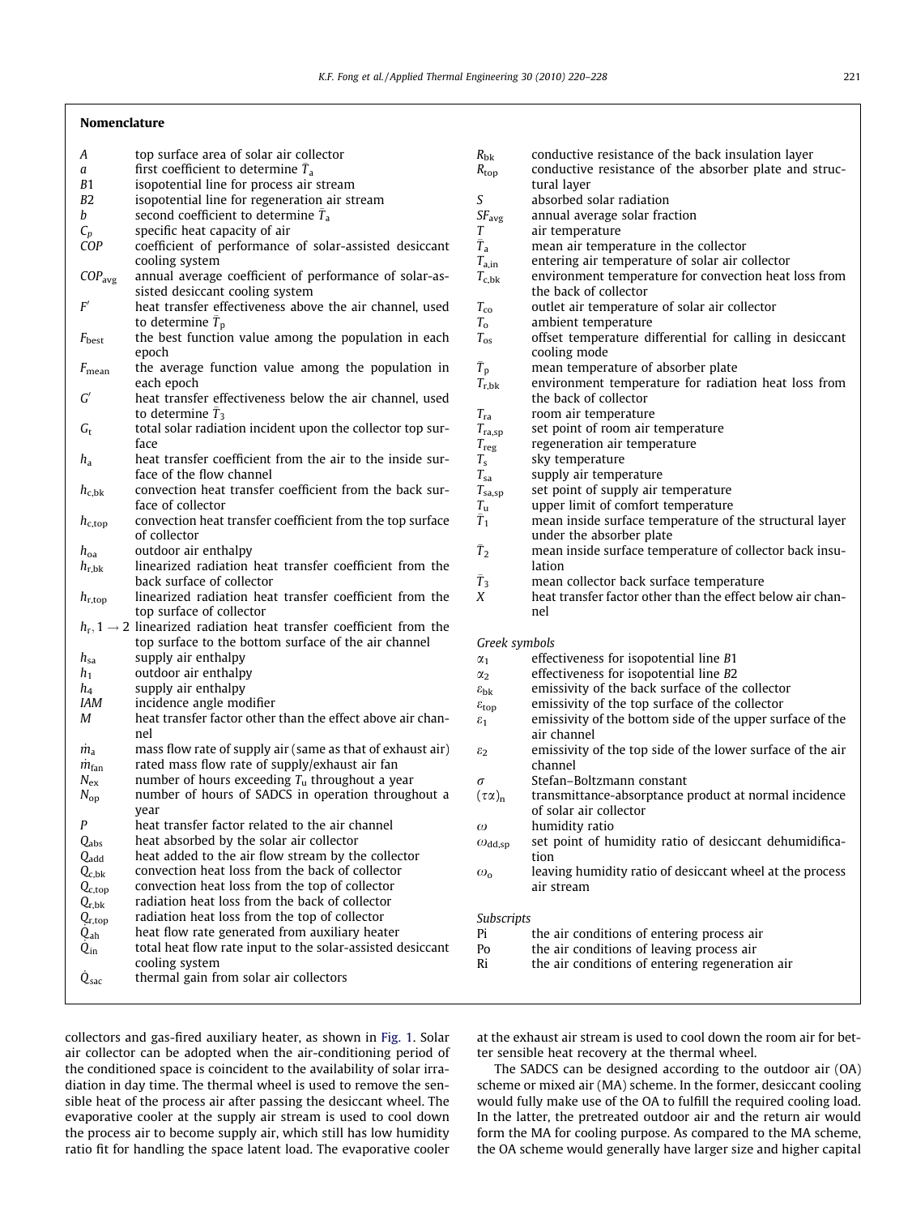## Nomenclature

| | |
|---|---|
| $A$ | top surface area of solar air collector |
| $a$ | first coefficient to determine $\bar{T}_a$ |
| $B1$ | isopotential line for process air stream |
| $B2$ | isopotential line for regeneration air stream |
| $b$ | second coefficient to determine $\bar{T}_a$ |
| $C_p$ | specific heat capacity of air |
| $COP$ | coefficient of performance of solar-assisted desiccant cooling system |
| $COP_{avg}$ | annual average coefficient of performance of solar-assisted desiccant cooling system |
| $F'$ | heat transfer effectiveness above the air channel, used to determine $\bar{T}_p$ |
| $F_{best}$ | the best function value among the population in each epoch |
| $F_{mean}$ | the average function value among the population in each epoch |
| $G'$ | heat transfer effectiveness below the air channel, used to determine $\bar{T}_3$ |
| $G_t$ | total solar radiation incident upon the collector top surface |
| $h_a$ | heat transfer coefficient from the air to the inside surface of the flow channel |
| $h_{c,bk}$ | convection heat transfer coefficient from the back surface of collector |
| $h_{c,top}$ | convection heat transfer coefficient from the top surface of collector |
| $h_{oa}$ | outdoor air enthalpy |
| $h_{r,bk}$ | linearized radiation heat transfer coefficient from the back surface of collector |
| $h_{r,top}$ | linearized radiation heat transfer coefficient from the top surface of collector |
| $h_{r,1 \to 2}$ | linearized radiation heat transfer coefficient from the top surface to the bottom surface of the air channel |
| $h_{sa}$ | supply air enthalpy |
| $h_1$ | outdoor air enthalpy |
| $h_4$ | supply air enthalpy |
| $IAM$ | incidence angle modifier |
| $M$ | heat transfer factor other than the effect above air channel |
| $\dot{m}_a$ | mass flow rate of supply air (same as that of exhaust air) |
| $\dot{m}_{fan}$ | rated mass flow rate of supply/exhaust air fan |
| $N_{ex}$ | number of hours exceeding $T_u$ throughout a year |
| $N_{op}$ | number of hours of SADCS in operation throughout a year |
| $P$ | heat transfer factor related to the air channel |
| $Q_{abs}$ | heat absorbed by the solar air collector |
| $Q_{add}$ | heat added to the air flow stream by the collector |
| $Q_{c,bk}$ | convection heat loss from the back of collector |
| $Q_{c,top}$ | convection heat loss from the top of collector |
| $Q_{r,bk}$ | radiation heat loss from the back of collector |
| $Q_{r,top}$ | radiation heat loss from the top of collector |
| $\dot{Q}_{ah}$ | heat flow rate generated from auxiliary heater |
| $\dot{Q}_{in}$ | total heat flow rate input to the solar-assisted desiccant cooling system |
| $\dot{Q}_{sac}$ | thermal gain from solar air collectors |
| $R_{bk}$ | conductive resistance of the back insulation layer |
| $R_{top}$ | conductive resistance of the absorber plate and structural layer |
| $S$ | absorbed solar radiation |
| $SF_{avg}$ | annual average solar fraction |
| $T$ | air temperature |
| $\bar{T}_a$ | mean air temperature in the collector |
| $T_{a,in}$ | entering air temperature of solar air collector |
| $T_{c,bk}$ | environment temperature for convection heat loss from the back of collector |
| $T_{co}$ | outlet air temperature of solar air collector |
| $T_o$ | ambient temperature |
| $T_{os}$ | offset temperature differential for calling in desiccant cooling mode |
| $\bar{T}_p$ | mean temperature of absorber plate |
| $T_{r,bk}$ | environment temperature for radiation heat loss from the back of collector |
| $T_{ra}$ | room air temperature |
| $T_{ra,sp}$ | set point of room air temperature |
| $T_{reg}$ | regeneration air temperature |
| $T_s$ | sky temperature |
| $T_{sa}$ | supply air temperature |
| $T_{sa,sp}$ | set point of supply air temperature |
| $T_u$ | upper limit of comfort temperature |
| $\bar{T}_1$ | mean inside surface temperature of the structural layer under the absorber plate |
| $\bar{T}_2$ | mean inside surface temperature of collector back insulation |
| $\bar{T}_3$ | mean collector back surface temperature |
| $X$ | heat transfer factor other than the effect below air channel |

*Greek symbols*

| | |
|---|---|
| $\alpha_1$ | effectiveness for isopotential line $B1$ |
| $\alpha_2$ | effectiveness for isopotential line $B2$ |
| $\varepsilon_{bk}$ | emissivity of the back surface of the collector |
| $\varepsilon_{top}$ | emissivity of the top surface of the collector |
| $\varepsilon_1$ | emissivity of the bottom side of the upper surface of the air channel |
| $\varepsilon_2$ | emissivity of the top side of the lower surface of the air channel |
| $\sigma$ | Stefan–Boltzmann constant |
| $(\tau\alpha)_n$ | transmittance-absorptance product at normal incidence of solar air collector |
| $\omega$ | humidity ratio |
| $\omega_{dd,sp}$ | set point of humidity ratio of desiccant dehumidification |
| $\omega_o$ | leaving humidity ratio of desiccant wheel at the process air stream |

*Subscripts*

| | |
|---|---|
| Pi | the air conditions of entering process air |
| Po | the air conditions of leaving process air |
| Ri | the air conditions of entering regeneration air |

collectors and gas-fired auxiliary heater, as shown in Fig. 1. Solar air collector can be adopted when the air-conditioning period of the conditioned space is coincident to the availability of solar irradiation in day time. The thermal wheel is used to remove the sensible heat of the process air after passing the desiccant wheel. The evaporative cooler at the supply air stream is used to cool down the process air to become supply air, which still has low humidity ratio fit for handling the space latent load. The evaporative cooler at the exhaust air stream is used to cool down the room air for better sensible heat recovery at the thermal wheel.

The SADCS can be designed according to the outdoor air (OA) scheme or mixed air (MA) scheme. In the former, desiccant cooling would fully make use of the OA to fulfill the required cooling load. In the latter, the pretreated outdoor air and the return air would form the MA for cooling purpose. As compared to the MA scheme, the OA scheme would generally have larger size and higher capital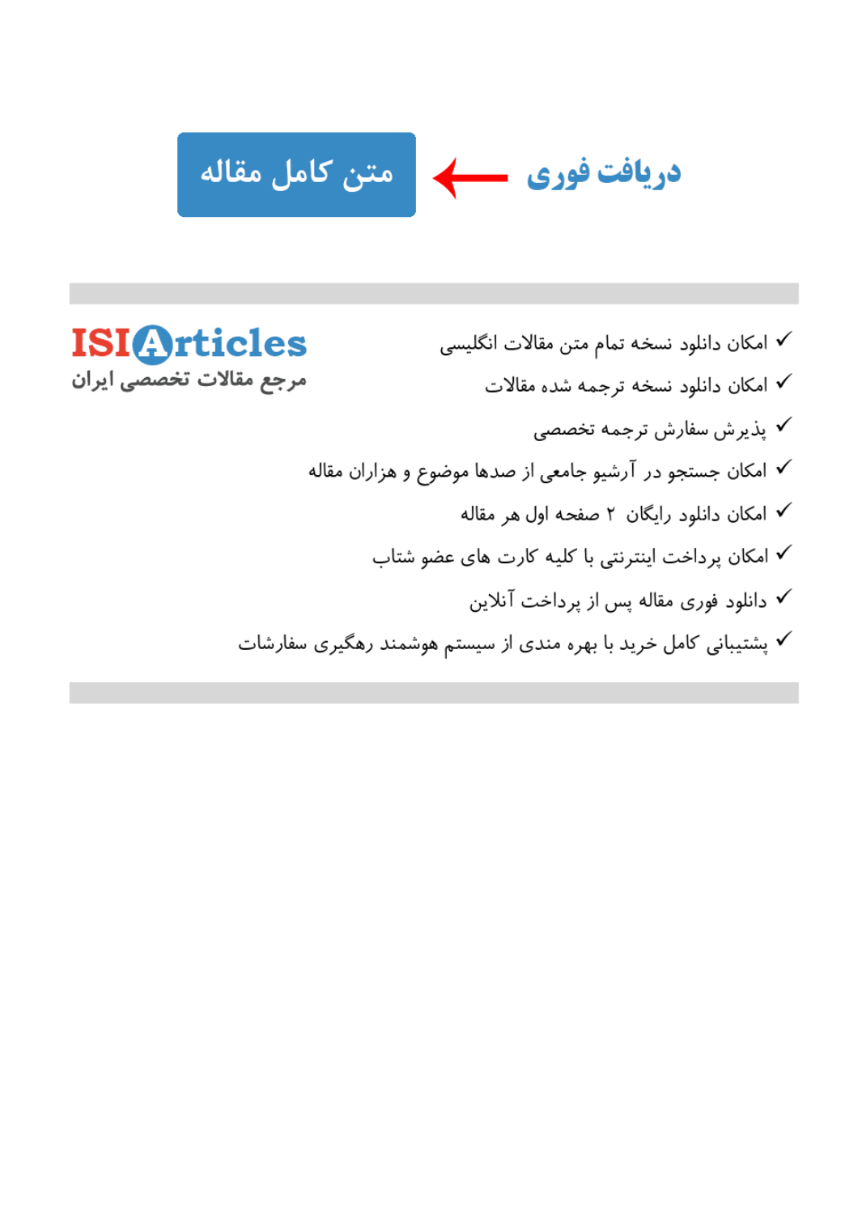دریافت فوری ← **متن کامل مقاله**

**ISIArticles**
مرجع مقالات تخصصی ایران

- ✓ امکان دانلود نسخه تمام متن مقالات انگلیسی
- ✓ امکان دانلود نسخه ترجمه شده مقالات
- ✓ پذیرش سفارش ترجمه تخصصی
- ✓ امکان جستجو در آرشیو جامعی از صدها موضوع و هزاران مقاله
- ✓ امکان دانلود رایگان ۲ صفحه اول هر مقاله
- ✓ امکان پرداخت اینترنتی با کلیه کارت های عضو شتاب
- ✓ دانلود فوری مقاله پس از پرداخت آنلاین
- ✓ پشتیبانی کامل خرید با بهره مندی از سیستم هوشمند رهگیری سفارشات